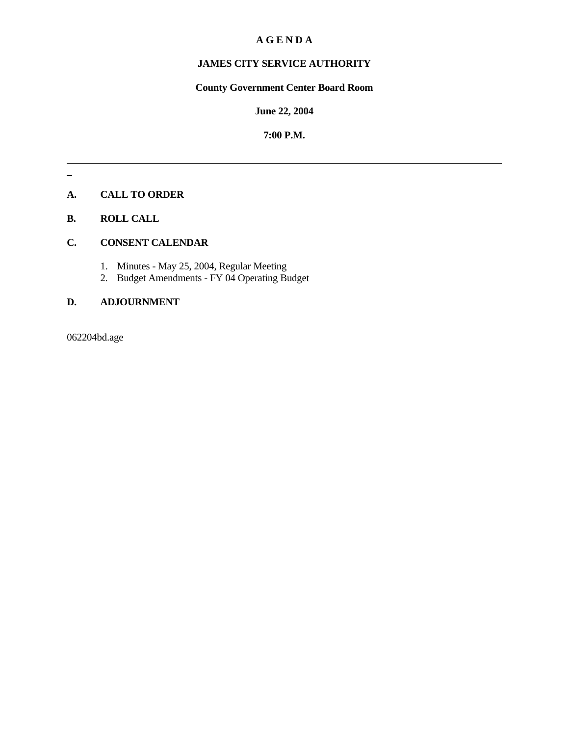# A G E N D A

## JAMES CITY SERVICE AUTHORITY

**County Government Center Board Room**

**June 22, 2004**

**7:00 P.M.**

---

**A. CALL TO ORDER**

**B. ROLL CALL**

**C. CONSENT CALENDAR**

1. Minutes - May 25, 2004, Regular Meeting
2. Budget Amendments - FY 04 Operating Budget

**D. ADJOURNMENT**

062204bd.age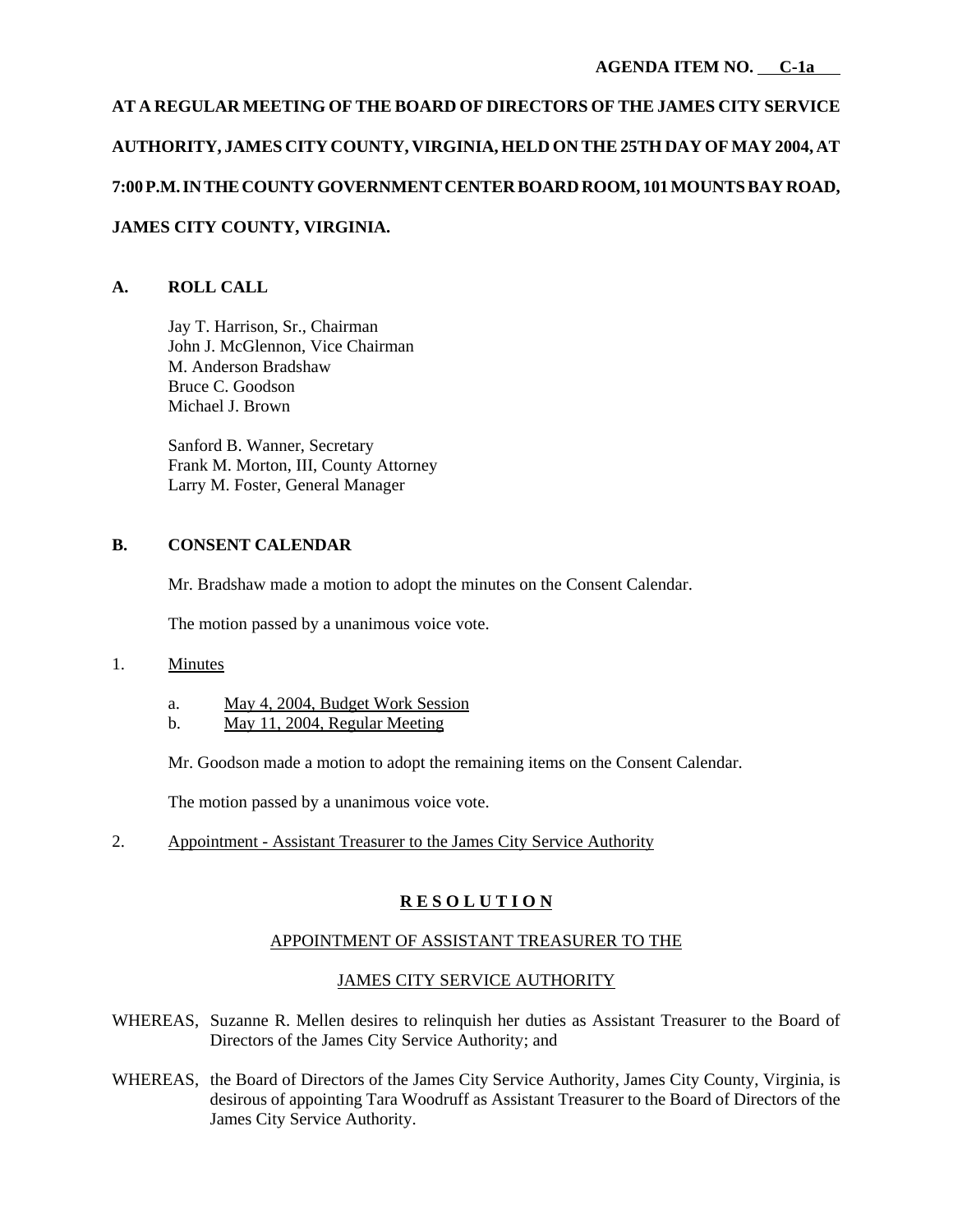AGENDA ITEM NO. C-1a

**AT A REGULAR MEETING OF THE BOARD OF DIRECTORS OF THE JAMES CITY SERVICE AUTHORITY, JAMES CITY COUNTY, VIRGINIA, HELD ON THE 25TH DAY OF MAY 2004, AT 7:00 P.M. IN THE COUNTY GOVERNMENT CENTER BOARD ROOM, 101 MOUNTS BAY ROAD, JAMES CITY COUNTY, VIRGINIA.**

## A. ROLL CALL

Jay T. Harrison, Sr., Chairman
John J. McGlennon, Vice Chairman
M. Anderson Bradshaw
Bruce C. Goodson
Michael J. Brown

Sanford B. Wanner, Secretary
Frank M. Morton, III, County Attorney
Larry M. Foster, General Manager

## B. CONSENT CALENDAR

Mr. Bradshaw made a motion to adopt the minutes on the Consent Calendar.

The motion passed by a unanimous voice vote.

1. Minutes

   a. May 4, 2004, Budget Work Session
   b. May 11, 2004, Regular Meeting

Mr. Goodson made a motion to adopt the remaining items on the Consent Calendar.

The motion passed by a unanimous voice vote.

2. Appointment - Assistant Treasurer to the James City Service Authority

**R E S O L U T I O N**

APPOINTMENT OF ASSISTANT TREASURER TO THE

JAMES CITY SERVICE AUTHORITY

WHEREAS, Suzanne R. Mellen desires to relinquish her duties as Assistant Treasurer to the Board of Directors of the James City Service Authority; and

WHEREAS, the Board of Directors of the James City Service Authority, James City County, Virginia, is desirous of appointing Tara Woodruff as Assistant Treasurer to the Board of Directors of the James City Service Authority.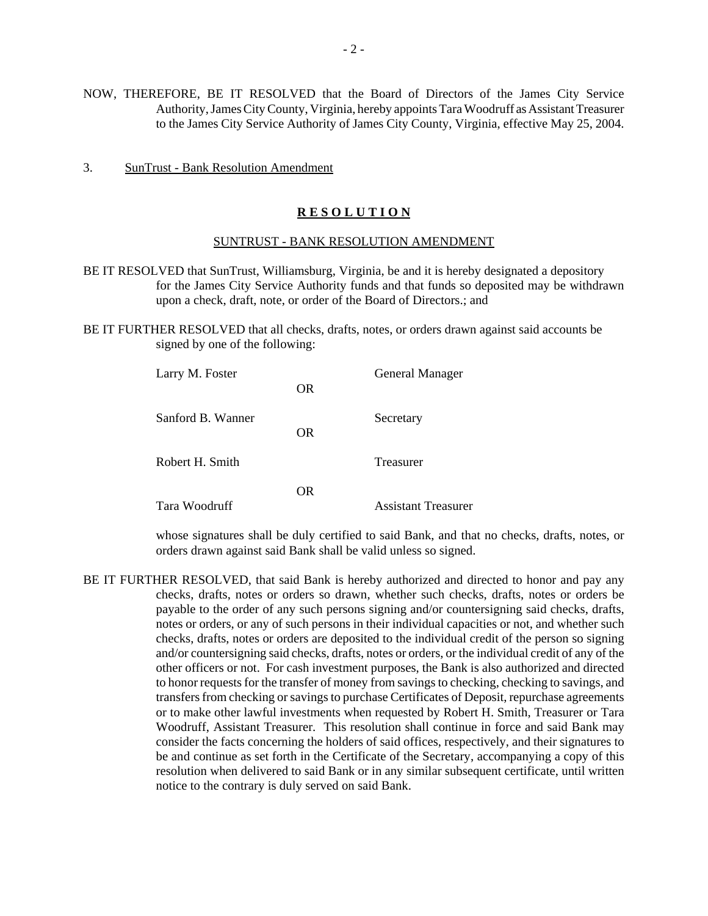NOW, THEREFORE, BE IT RESOLVED that the Board of Directors of the James City Service Authority, James City County, Virginia, hereby appoints Tara Woodruff as Assistant Treasurer to the James City Service Authority of James City County, Virginia, effective May 25, 2004.

3. SunTrust - Bank Resolution Amendment

**R E S O L U T I O N**

SUNTRUST - BANK RESOLUTION AMENDMENT

BE IT RESOLVED that SunTrust, Williamsburg, Virginia, be and it is hereby designated a depository for the James City Service Authority funds and that funds so deposited may be withdrawn upon a check, draft, note, or order of the Board of Directors.; and

BE IT FURTHER RESOLVED that all checks, drafts, notes, or orders drawn against said accounts be signed by one of the following:

Larry M. Foster — General Manager

OR

Sanford B. Wanner — Secretary

OR

Robert H. Smith — Treasurer

OR

Tara Woodruff — Assistant Treasurer

whose signatures shall be duly certified to said Bank, and that no checks, drafts, notes, or orders drawn against said Bank shall be valid unless so signed.

BE IT FURTHER RESOLVED, that said Bank is hereby authorized and directed to honor and pay any checks, drafts, notes or orders so drawn, whether such checks, drafts, notes or orders be payable to the order of any such persons signing and/or countersigning said checks, drafts, notes or orders, or any of such persons in their individual capacities or not, and whether such checks, drafts, notes or orders are deposited to the individual credit of the person so signing and/or countersigning said checks, drafts, notes or orders, or the individual credit of any of the other officers or not. For cash investment purposes, the Bank is also authorized and directed to honor requests for the transfer of money from savings to checking, checking to savings, and transfers from checking or savings to purchase Certificates of Deposit, repurchase agreements or to make other lawful investments when requested by Robert H. Smith, Treasurer or Tara Woodruff, Assistant Treasurer. This resolution shall continue in force and said Bank may consider the facts concerning the holders of said offices, respectively, and their signatures to be and continue as set forth in the Certificate of the Secretary, accompanying a copy of this resolution when delivered to said Bank or in any similar subsequent certificate, until written notice to the contrary is duly served on said Bank.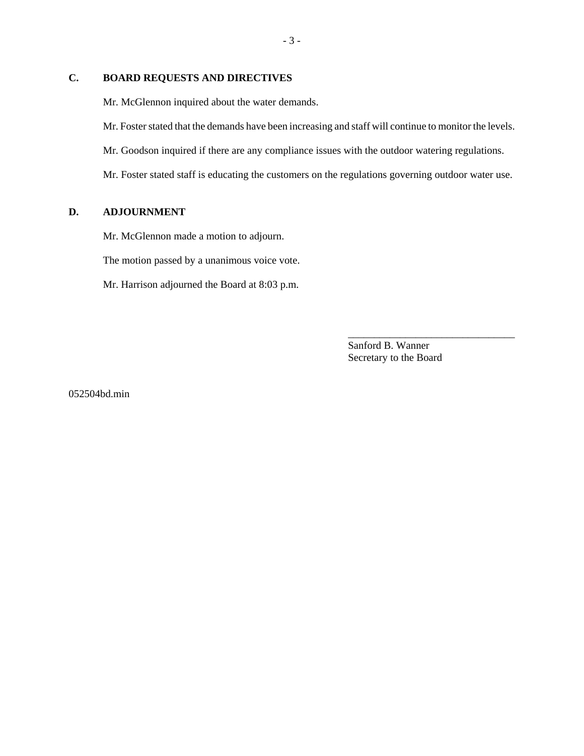## C. BOARD REQUESTS AND DIRECTIVES

Mr. McGlennon inquired about the water demands.

Mr. Foster stated that the demands have been increasing and staff will continue to monitor the levels.

Mr. Goodson inquired if there are any compliance issues with the outdoor watering regulations.

Mr. Foster stated staff is educating the customers on the regulations governing outdoor water use.

## D. ADJOURNMENT

Mr. McGlennon made a motion to adjourn.

The motion passed by a unanimous voice vote.

Mr. Harrison adjourned the Board at 8:03 p.m.

\_\_\_\_\_\_\_\_\_\_\_\_\_\_\_\_\_\_\_\_\_\_\_\_\_\_\_\_\_\_\_\_
Sanford B. Wanner
Secretary to the Board

052504bd.min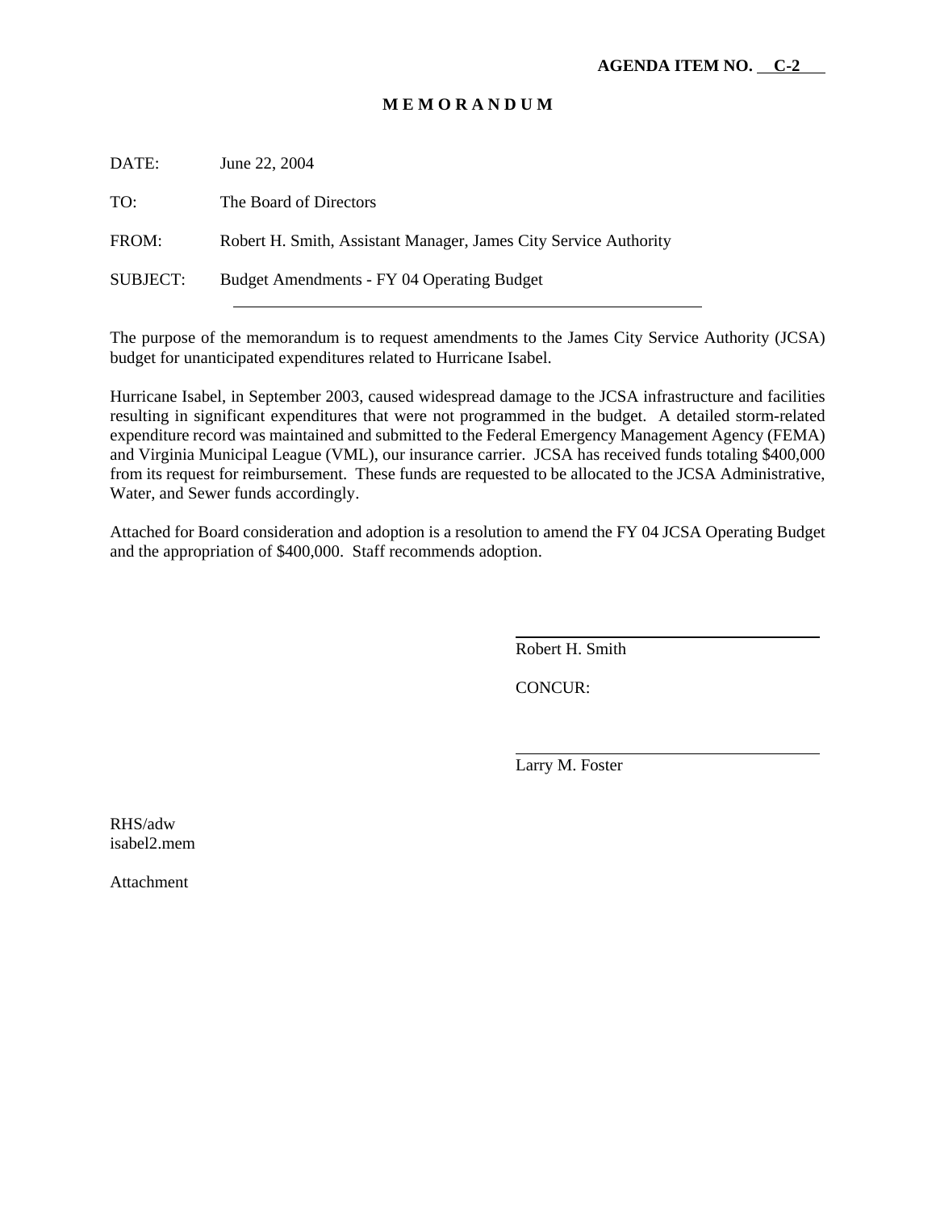**AGENDA ITEM NO. C-2**

**M E M O R A N D U M**

DATE: June 22, 2004

TO: The Board of Directors

FROM: Robert H. Smith, Assistant Manager, James City Service Authority

SUBJECT: Budget Amendments - FY 04 Operating Budget

---

The purpose of the memorandum is to request amendments to the James City Service Authority (JCSA) budget for unanticipated expenditures related to Hurricane Isabel.

Hurricane Isabel, in September 2003, caused widespread damage to the JCSA infrastructure and facilities resulting in significant expenditures that were not programmed in the budget. A detailed storm-related expenditure record was maintained and submitted to the Federal Emergency Management Agency (FEMA) and Virginia Municipal League (VML), our insurance carrier. JCSA has received funds totaling $400,000 from its request for reimbursement. These funds are requested to be allocated to the JCSA Administrative, Water, and Sewer funds accordingly.

Attached for Board consideration and adoption is a resolution to amend the FY 04 JCSA Operating Budget and the appropriation of $400,000. Staff recommends adoption.

Robert H. Smith

CONCUR:

Larry M. Foster

RHS/adw
isabel2.mem

Attachment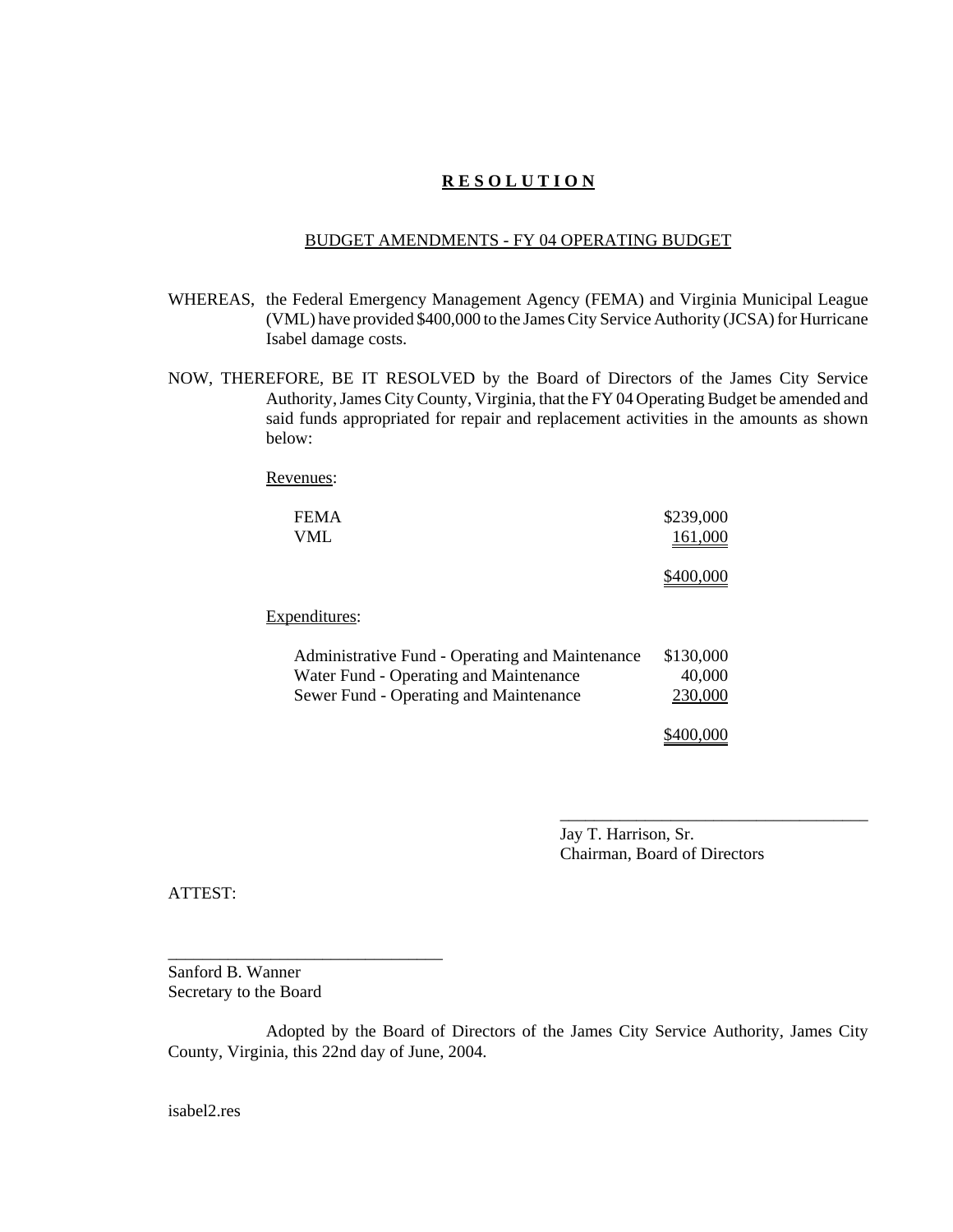# RESOLUTION

## BUDGET AMENDMENTS - FY 04 OPERATING BUDGET

WHEREAS, the Federal Emergency Management Agency (FEMA) and Virginia Municipal League (VML) have provided $400,000 to the James City Service Authority (JCSA) for Hurricane Isabel damage costs.

NOW, THEREFORE, BE IT RESOLVED by the Board of Directors of the James City Service Authority, James City County, Virginia, that the FY 04 Operating Budget be amended and said funds appropriated for repair and replacement activities in the amounts as shown below:

Revenues:

| | |
|---|---|
| FEMA | $239,000 |
| VML | 161,000 |
| | $400,000 |

Expenditures:

| | |
|---|---|
| Administrative Fund - Operating and Maintenance | $130,000 |
| Water Fund - Operating and Maintenance | 40,000 |
| Sewer Fund - Operating and Maintenance | 230,000 |
| | $400,000 |

Jay T. Harrison, Sr.
Chairman, Board of Directors

ATTEST:

Sanford B. Wanner
Secretary to the Board

Adopted by the Board of Directors of the James City Service Authority, James City County, Virginia, this 22nd day of June, 2004.

isabel2.res